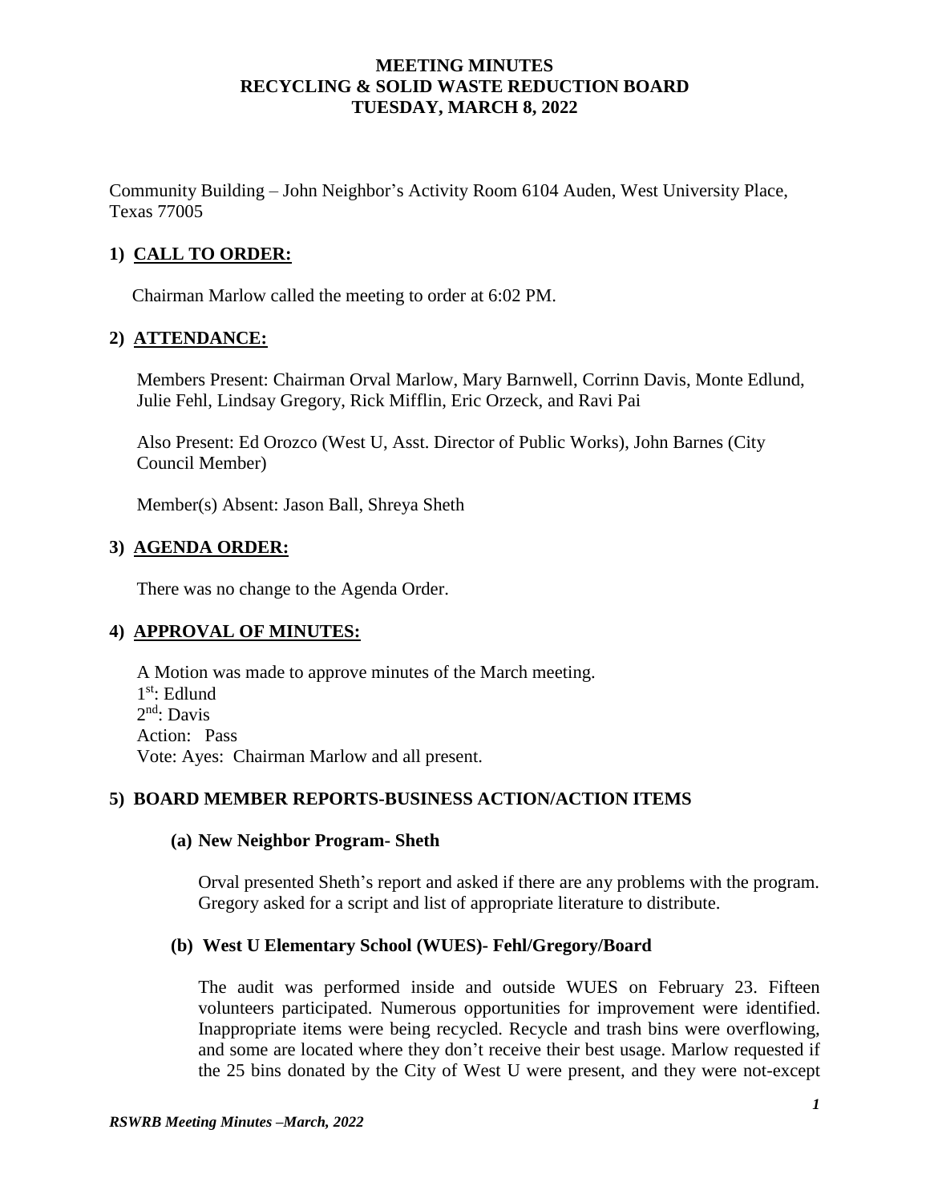# MEETING MINUTES
# RECYCLING & SOLID WASTE REDUCTION BOARD
# TUESDAY, MARCH 8, 2022

Community Building – John Neighbor's Activity Room 6104 Auden, West University Place, Texas 77005

## 1) CALL TO ORDER:

Chairman Marlow called the meeting to order at 6:02 PM.

## 2) ATTENDANCE:

Members Present: Chairman Orval Marlow, Mary Barnwell, Corrinn Davis, Monte Edlund, Julie Fehl, Lindsay Gregory, Rick Mifflin, Eric Orzeck, and Ravi Pai

Also Present: Ed Orozco (West U, Asst. Director of Public Works), John Barnes (City Council Member)

Member(s) Absent: Jason Ball, Shreya Sheth

## 3) AGENDA ORDER:

There was no change to the Agenda Order.

## 4) APPROVAL OF MINUTES:

A Motion was made to approve minutes of the March meeting.
1st: Edlund
2nd: Davis
Action: Pass
Vote: Ayes: Chairman Marlow and all present.

## 5) BOARD MEMBER REPORTS-BUSINESS ACTION/ACTION ITEMS

### (a) New Neighbor Program- Sheth

Orval presented Sheth's report and asked if there are any problems with the program. Gregory asked for a script and list of appropriate literature to distribute.

### (b) West U Elementary School (WUES)- Fehl/Gregory/Board

The audit was performed inside and outside WUES on February 23. Fifteen volunteers participated. Numerous opportunities for improvement were identified. Inappropriate items were being recycled. Recycle and trash bins were overflowing, and some are located where they don't receive their best usage. Marlow requested if the 25 bins donated by the City of West U were present, and they were not-except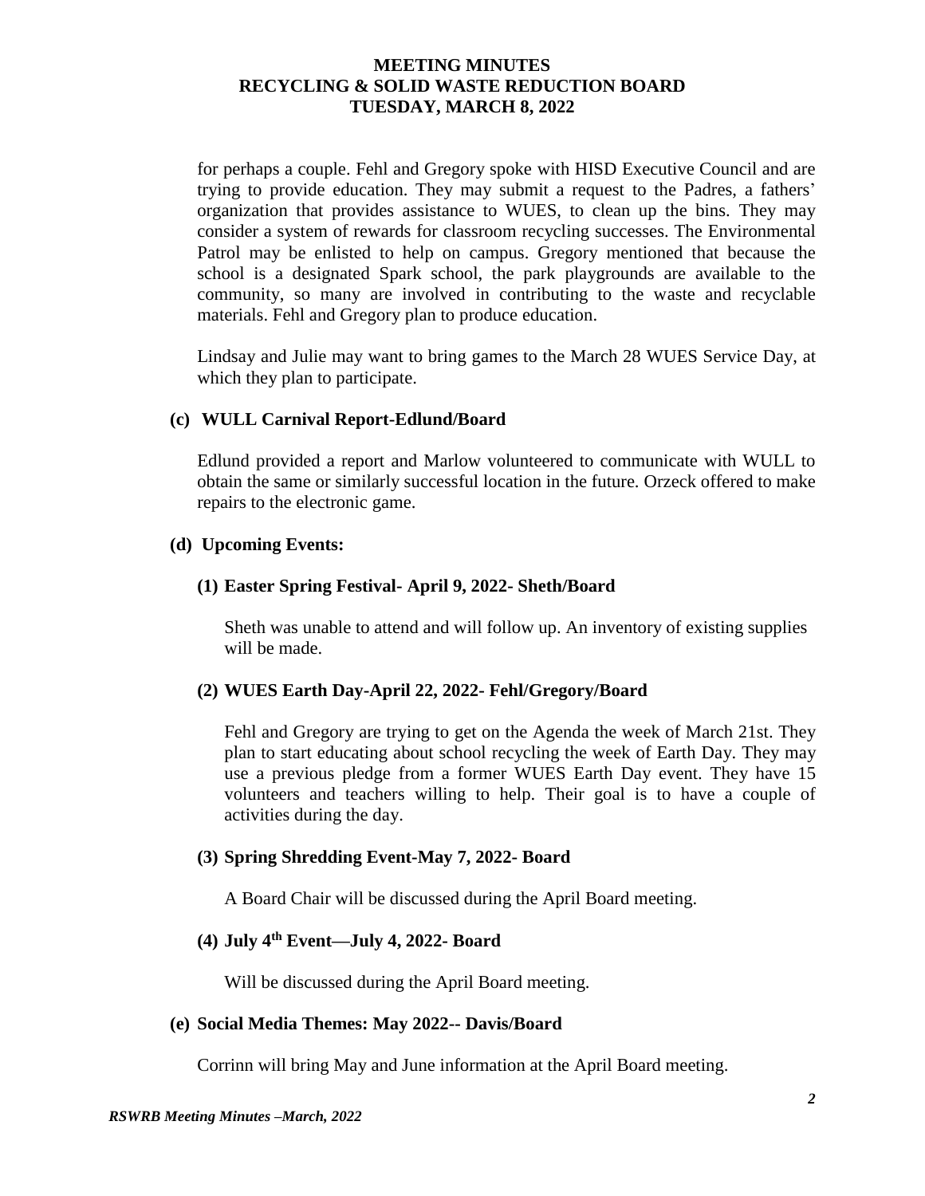for perhaps a couple. Fehl and Gregory spoke with HISD Executive Council and are trying to provide education. They may submit a request to the Padres, a fathers' organization that provides assistance to WUES, to clean up the bins. They may consider a system of rewards for classroom recycling successes. The Environmental Patrol may be enlisted to help on campus. Gregory mentioned that because the school is a designated Spark school, the park playgrounds are available to the community, so many are involved in contributing to the waste and recyclable materials. Fehl and Gregory plan to produce education.

Lindsay and Julie may want to bring games to the March 28 WUES Service Day, at which they plan to participate.

**(c) WULL Carnival Report-Edlund/Board**

Edlund provided a report and Marlow volunteered to communicate with WULL to obtain the same or similarly successful location in the future. Orzeck offered to make repairs to the electronic game.

**(d) Upcoming Events:**

**(1) Easter Spring Festival- April 9, 2022- Sheth/Board**

Sheth was unable to attend and will follow up. An inventory of existing supplies will be made.

**(2) WUES Earth Day-April 22, 2022- Fehl/Gregory/Board**

Fehl and Gregory are trying to get on the Agenda the week of March 21st. They plan to start educating about school recycling the week of Earth Day. They may use a previous pledge from a former WUES Earth Day event. They have 15 volunteers and teachers willing to help. Their goal is to have a couple of activities during the day.

**(3) Spring Shredding Event-May 7, 2022- Board**

A Board Chair will be discussed during the April Board meeting.

**(4) July 4th Event—July 4, 2022- Board**

Will be discussed during the April Board meeting.

**(e) Social Media Themes: May 2022-- Davis/Board**

Corrinn will bring May and June information at the April Board meeting.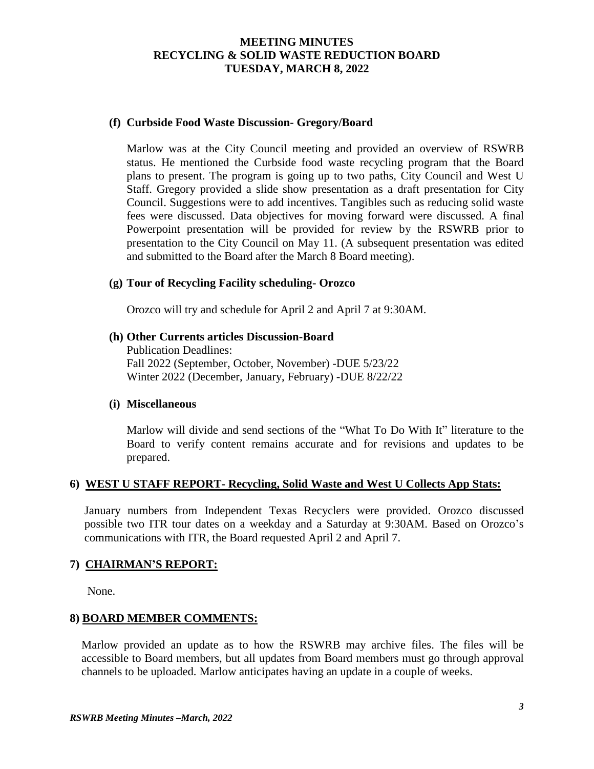**(f) Curbside Food Waste Discussion- Gregory/Board**

Marlow was at the City Council meeting and provided an overview of RSWRB status. He mentioned the Curbside food waste recycling program that the Board plans to present. The program is going up to two paths, City Council and West U Staff. Gregory provided a slide show presentation as a draft presentation for City Council. Suggestions were to add incentives. Tangibles such as reducing solid waste fees were discussed. Data objectives for moving forward were discussed. A final Powerpoint presentation will be provided for review by the RSWRB prior to presentation to the City Council on May 11. (A subsequent presentation was edited and submitted to the Board after the March 8 Board meeting).

**(g) Tour of Recycling Facility scheduling- Orozco**

Orozco will try and schedule for April 2 and April 7 at 9:30AM.

**(h) Other Currents articles Discussion-Board**

Publication Deadlines:
Fall 2022 (September, October, November) -DUE 5/23/22
Winter 2022 (December, January, February) -DUE 8/22/22

**(i) Miscellaneous**

Marlow will divide and send sections of the "What To Do With It" literature to the Board to verify content remains accurate and for revisions and updates to be prepared.

## 6) WEST U STAFF REPORT- Recycling, Solid Waste and West U Collects App Stats:

January numbers from Independent Texas Recyclers were provided. Orozco discussed possible two ITR tour dates on a weekday and a Saturday at 9:30AM. Based on Orozco's communications with ITR, the Board requested April 2 and April 7.

## 7) CHAIRMAN'S REPORT:

None.

## 8) BOARD MEMBER COMMENTS:

Marlow provided an update as to how the RSWRB may archive files. The files will be accessible to Board members, but all updates from Board members must go through approval channels to be uploaded. Marlow anticipates having an update in a couple of weeks.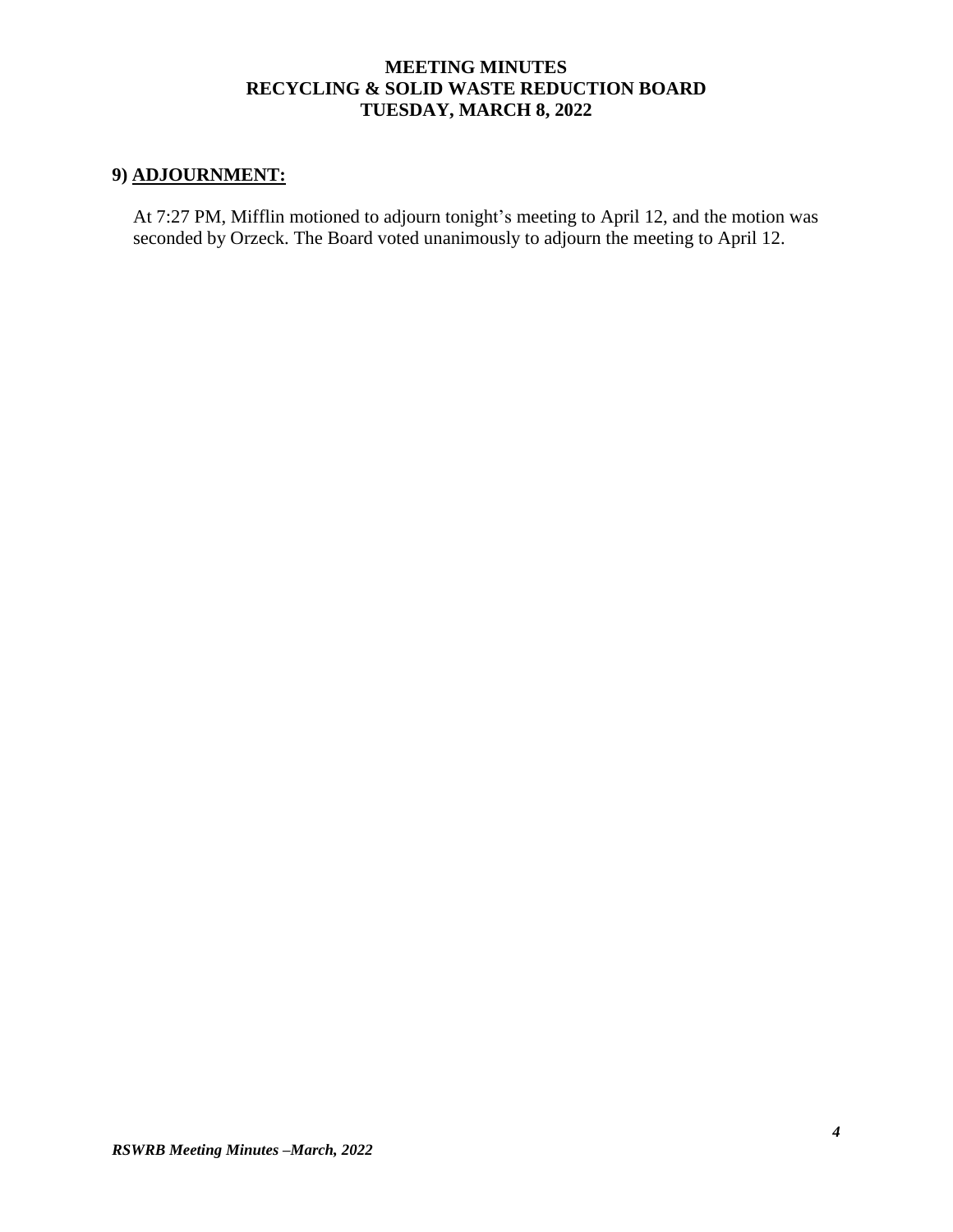## 9) ADJOURNMENT:

At 7:27 PM, Mifflin motioned to adjourn tonight's meeting to April 12, and the motion was seconded by Orzeck. The Board voted unanimously to adjourn the meeting to April 12.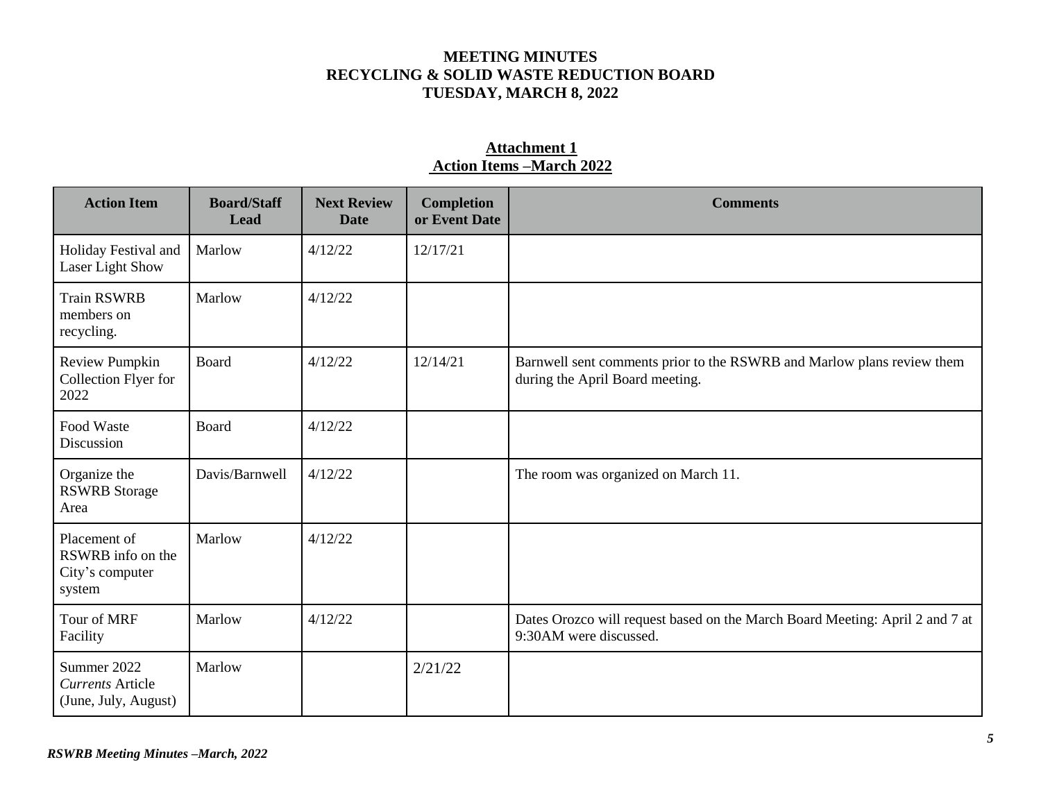**MEETING MINUTES**
**RECYCLING & SOLID WASTE REDUCTION BOARD**
**TUESDAY, MARCH 8, 2022**

**Attachment 1**
**Action Items –March 2022**

| Action Item | Board/Staff Lead | Next Review Date | Completion or Event Date | Comments |
|---|---|---|---|---|
| Holiday Festival and Laser Light Show | Marlow | 4/12/22 | 12/17/21 | |
| Train RSWRB members on recycling. | Marlow | 4/12/22 | | |
| Review Pumpkin Collection Flyer for 2022 | Board | 4/12/22 | 12/14/21 | Barnwell sent comments prior to the RSWRB and Marlow plans review them during the April Board meeting. |
| Food Waste Discussion | Board | 4/12/22 | | |
| Organize the RSWRB Storage Area | Davis/Barnwell | 4/12/22 | | The room was organized on March 11. |
| Placement of RSWRB info on the City's computer system | Marlow | 4/12/22 | | |
| Tour of MRF Facility | Marlow | 4/12/22 | | Dates Orozco will request based on the March Board Meeting: April 2 and 7 at 9:30AM were discussed. |
| Summer 2022 *Currents* Article (June, July, August) | Marlow | | 2/21/22 | |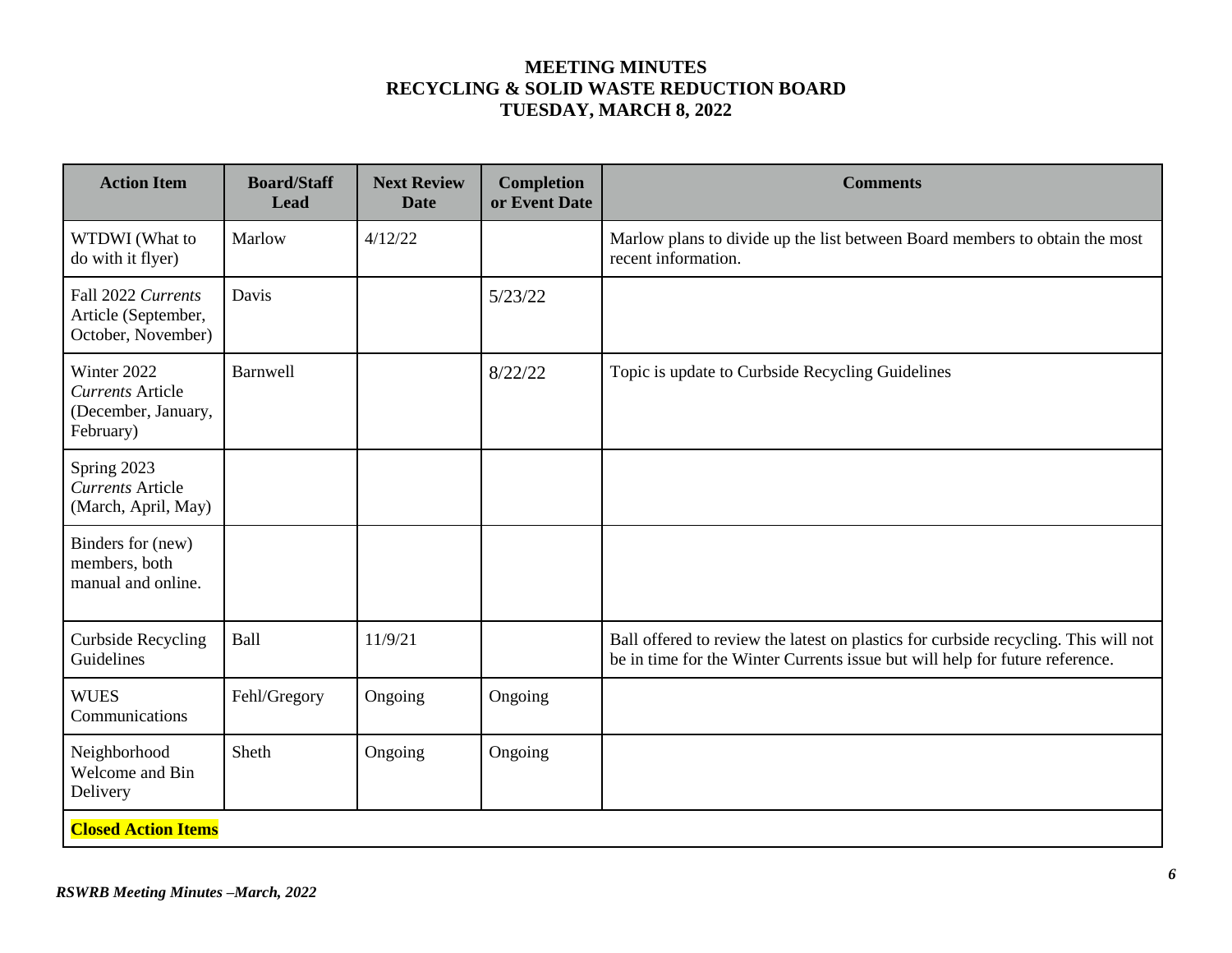**MEETING MINUTES**
**RECYCLING & SOLID WASTE REDUCTION BOARD**
**TUESDAY, MARCH 8, 2022**

| Action Item | Board/Staff Lead | Next Review Date | Completion or Event Date | Comments |
|---|---|---|---|---|
| WTDWI (What to do with it flyer) | Marlow | 4/12/22 | | Marlow plans to divide up the list between Board members to obtain the most recent information. |
| Fall 2022 *Currents* Article (September, October, November) | Davis | | 5/23/22 | |
| Winter 2022 *Currents* Article (December, January, February) | Barnwell | | 8/22/22 | Topic is update to Curbside Recycling Guidelines |
| Spring 2023 *Currents* Article (March, April, May) | | | | |
| Binders for (new) members, both manual and online. | | | | |
| Curbside Recycling Guidelines | Ball | 11/9/21 | | Ball offered to review the latest on plastics for curbside recycling. This will not be in time for the Winter Currents issue but will help for future reference. |
| WUES Communications | Fehl/Gregory | Ongoing | Ongoing | |
| Neighborhood Welcome and Bin Delivery | Sheth | Ongoing | Ongoing | |
| **Closed Action Items** | | | | |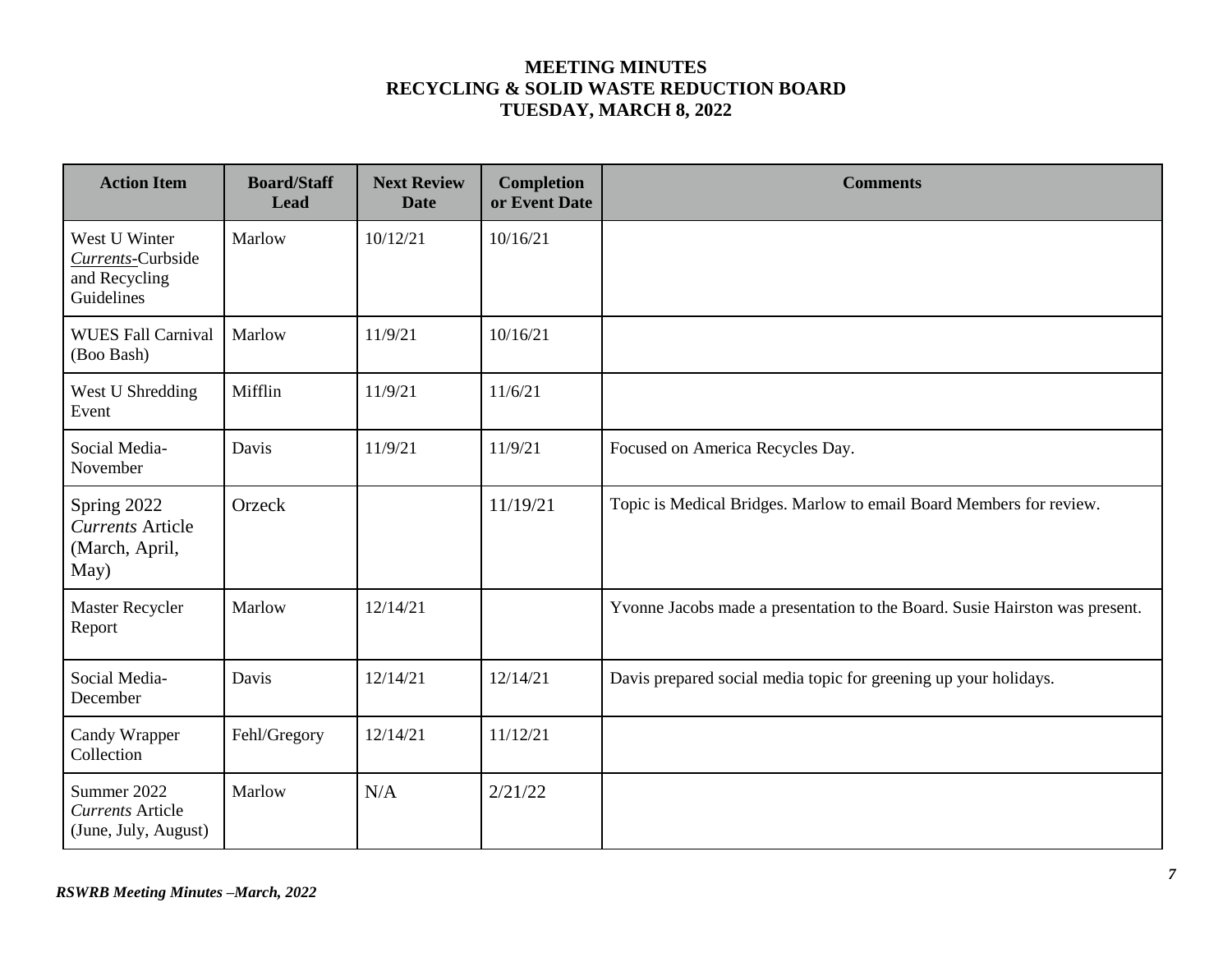**MEETING MINUTES**
**RECYCLING & SOLID WASTE REDUCTION BOARD**
**TUESDAY, MARCH 8, 2022**

| Action Item | Board/Staff Lead | Next Review Date | Completion or Event Date | Comments |
|---|---|---|---|---|
| West U Winter *Currents*-Curbside and Recycling Guidelines | Marlow | 10/12/21 | 10/16/21 | |
| WUES Fall Carnival (Boo Bash) | Marlow | 11/9/21 | 10/16/21 | |
| West U Shredding Event | Mifflin | 11/9/21 | 11/6/21 | |
| Social Media-November | Davis | 11/9/21 | 11/9/21 | Focused on America Recycles Day. |
| Spring 2022 *Currents* Article (March, April, May) | Orzeck | | 11/19/21 | Topic is Medical Bridges. Marlow to email Board Members for review. |
| Master Recycler Report | Marlow | 12/14/21 | | Yvonne Jacobs made a presentation to the Board. Susie Hairston was present. |
| Social Media-December | Davis | 12/14/21 | 12/14/21 | Davis prepared social media topic for greening up your holidays. |
| Candy Wrapper Collection | Fehl/Gregory | 12/14/21 | 11/12/21 | |
| Summer 2022 *Currents* Article (June, July, August) | Marlow | N/A | 2/21/22 | |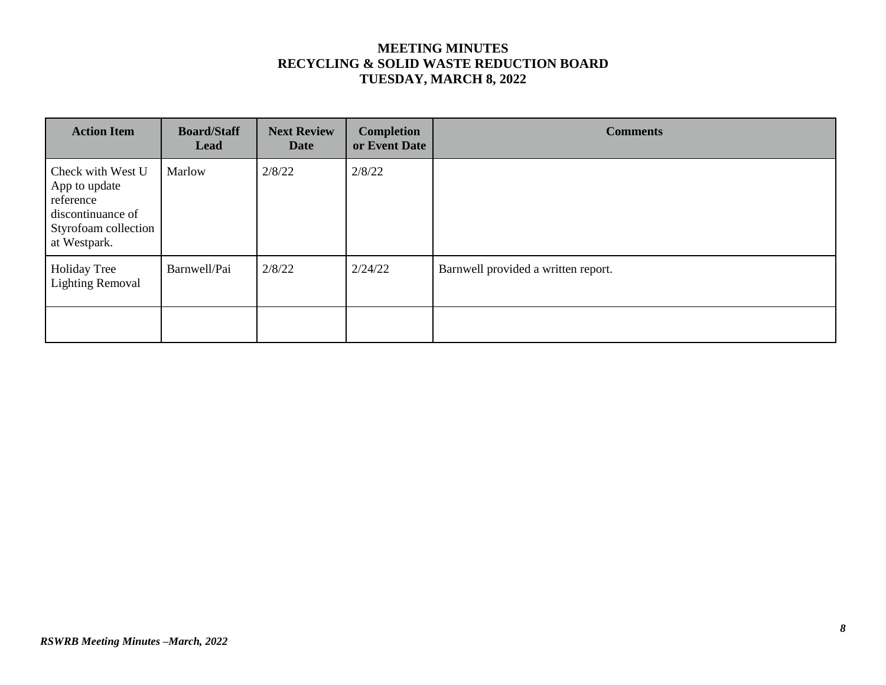**MEETING MINUTES**
**RECYCLING & SOLID WASTE REDUCTION BOARD**
**TUESDAY, MARCH 8, 2022**

| Action Item | Board/Staff Lead | Next Review Date | Completion or Event Date | Comments |
|---|---|---|---|---|
| Check with West U App to update reference discontinuance of Styrofoam collection at Westpark. | Marlow | 2/8/22 | 2/8/22 | |
| Holiday Tree Lighting Removal | Barnwell/Pai | 2/8/22 | 2/24/22 | Barnwell provided a written report. |
| | | | | |